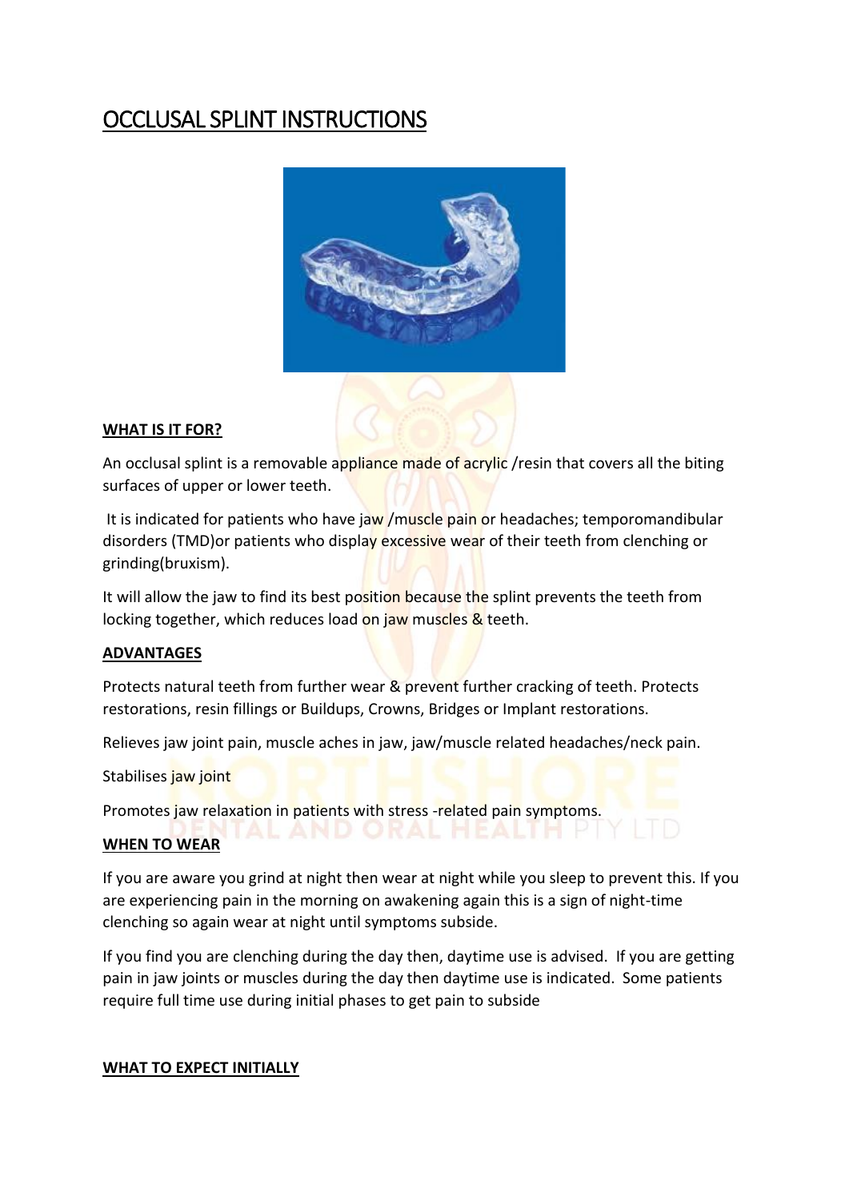# OCCLUSAL SPLINT INSTRUCTIONS

## WHAT IS IT FOR?

An occlusal splint is a removable appliance made of acrylic /resin that covers all the biting surfaces of upper or lower teeth.

It is indicated for patients who have jaw /muscle pain or headaches; temporomandibular disorders (TMD)or patients who display excessive wear of their teeth from clenching or grinding(bruxism).

It will allow the jaw to find its best position because the splint prevents the teeth from locking together, which reduces load on jaw muscles & teeth.

## ADVANTAGES

Protects natural teeth from further wear & prevent further cracking of teeth. Protects restorations, resin fillings or Buildups, Crowns, Bridges or Implant restorations.

Relieves jaw joint pain, muscle aches in jaw, jaw/muscle related headaches/neck pain.

Stabilises jaw joint

Promotes jaw relaxation in patients with stress -related pain symptoms.

## WHEN TO WEAR

If you are aware you grind at night then wear at night while you sleep to prevent this. If you are experiencing pain in the morning on awakening again this is a sign of night-time clenching so again wear at night until symptoms subside.

If you find you are clenching during the day then, daytime use is advised. If you are getting pain in jaw joints or muscles during the day then daytime use is indicated. Some patients require full time use during initial phases to get pain to subside

## WHAT TO EXPECT INITIALLY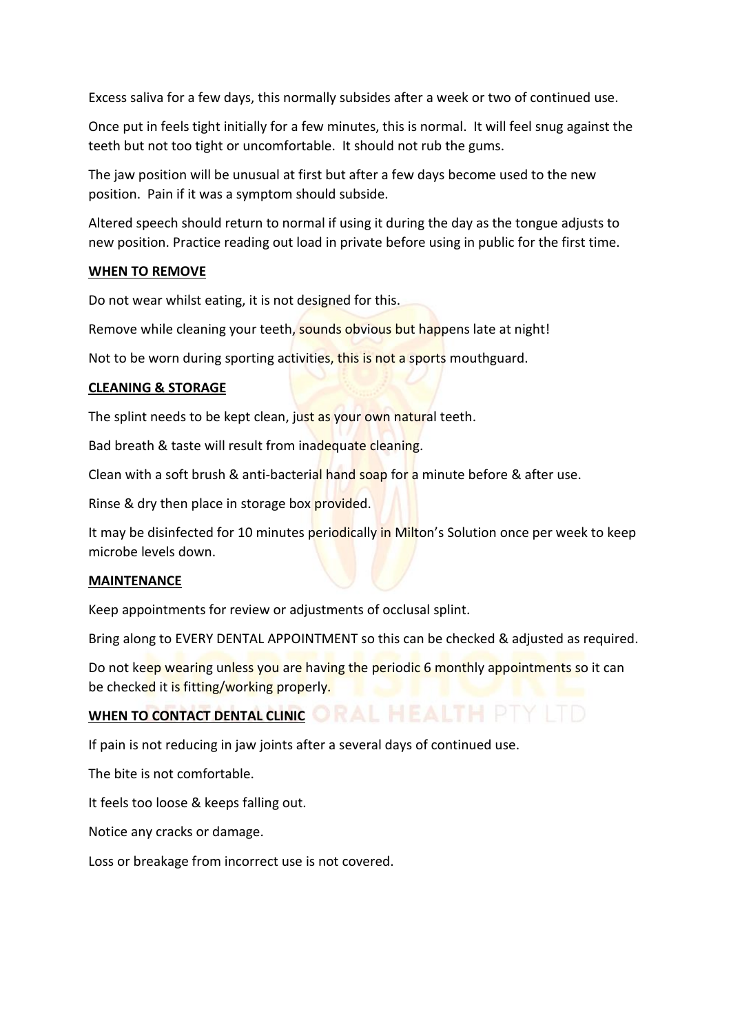Excess saliva for a few days, this normally subsides after a week or two of continued use.

Once put in feels tight initially for a few minutes, this is normal. It will feel snug against the teeth but not too tight or uncomfortable. It should not rub the gums.

The jaw position will be unusual at first but after a few days become used to the new position. Pain if it was a symptom should subside.

Altered speech should return to normal if using it during the day as the tongue adjusts to new position. Practice reading out load in private before using in public for the first time.

**WHEN TO REMOVE**

Do not wear whilst eating, it is not designed for this.

Remove while cleaning your teeth, sounds obvious but happens late at night!

Not to be worn during sporting activities, this is not a sports mouthguard.

**CLEANING & STORAGE**

The splint needs to be kept clean, just as your own natural teeth.

Bad breath & taste will result from inadequate cleaning.

Clean with a soft brush & anti-bacterial hand soap for a minute before & after use.

Rinse & dry then place in storage box provided.

It may be disinfected for 10 minutes periodically in Milton's Solution once per week to keep microbe levels down.

**MAINTENANCE**

Keep appointments for review or adjustments of occlusal splint.

Bring along to EVERY DENTAL APPOINTMENT so this can be checked & adjusted as required.

Do not keep wearing unless you are having the periodic 6 monthly appointments so it can be checked it is fitting/working properly.

**WHEN TO CONTACT DENTAL CLINIC**

If pain is not reducing in jaw joints after a several days of continued use.

The bite is not comfortable.

It feels too loose & keeps falling out.

Notice any cracks or damage.

Loss or breakage from incorrect use is not covered.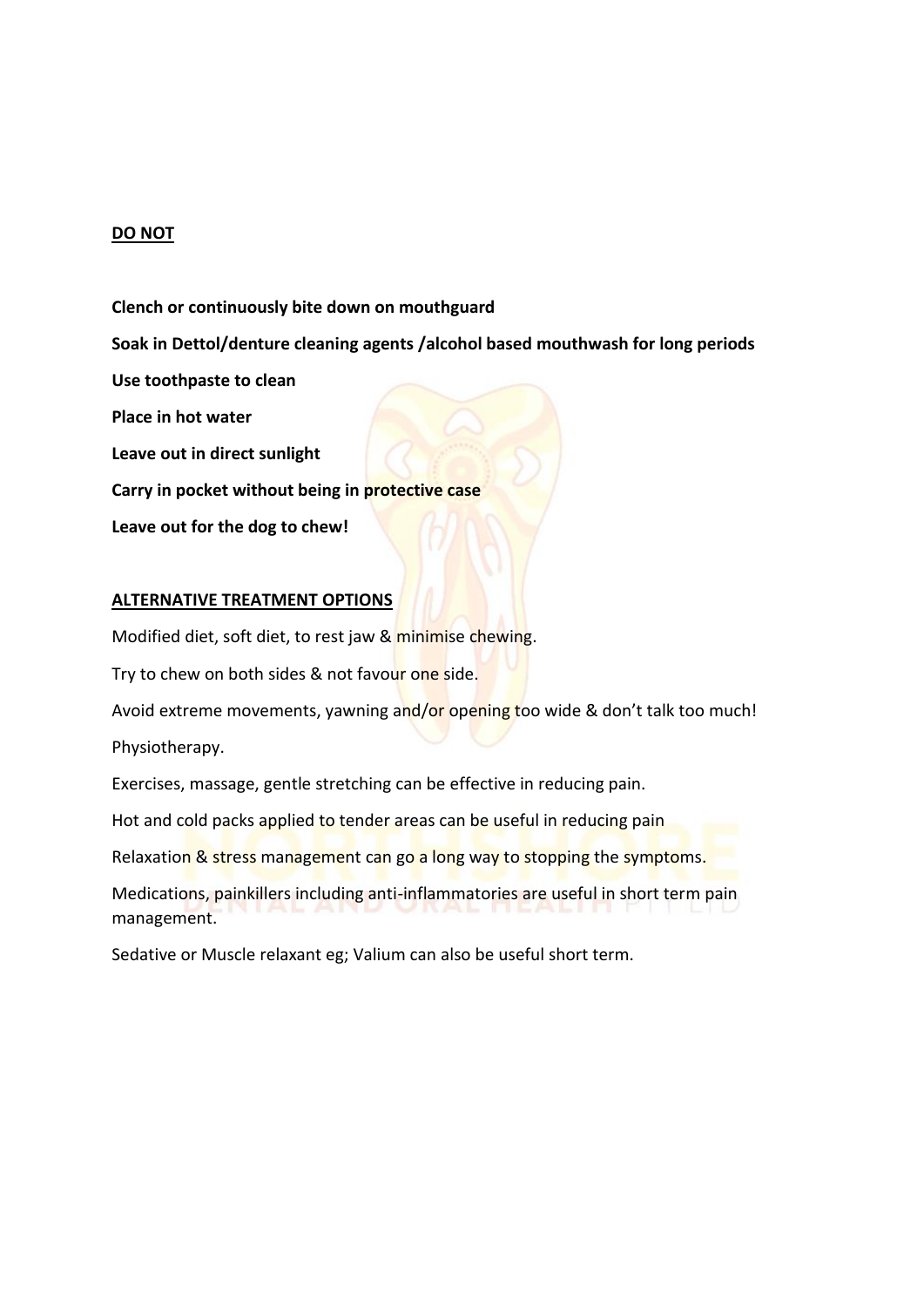**DO NOT**

**Clench or continuously bite down on mouthguard**

**Soak in Dettol/denture cleaning agents /alcohol based mouthwash for long periods**

**Use toothpaste to clean**

**Place in hot water**

**Leave out in direct sunlight**

**Carry in pocket without being in protective case**

**Leave out for the dog to chew!**

**ALTERNATIVE TREATMENT OPTIONS**

Modified diet, soft diet, to rest jaw & minimise chewing.

Try to chew on both sides & not favour one side.

Avoid extreme movements, yawning and/or opening too wide & don't talk too much!

Physiotherapy.

Exercises, massage, gentle stretching can be effective in reducing pain.

Hot and cold packs applied to tender areas can be useful in reducing pain

Relaxation & stress management can go a long way to stopping the symptoms.

Medications, painkillers including anti-inflammatories are useful in short term pain management.

Sedative or Muscle relaxant eg; Valium can also be useful short term.